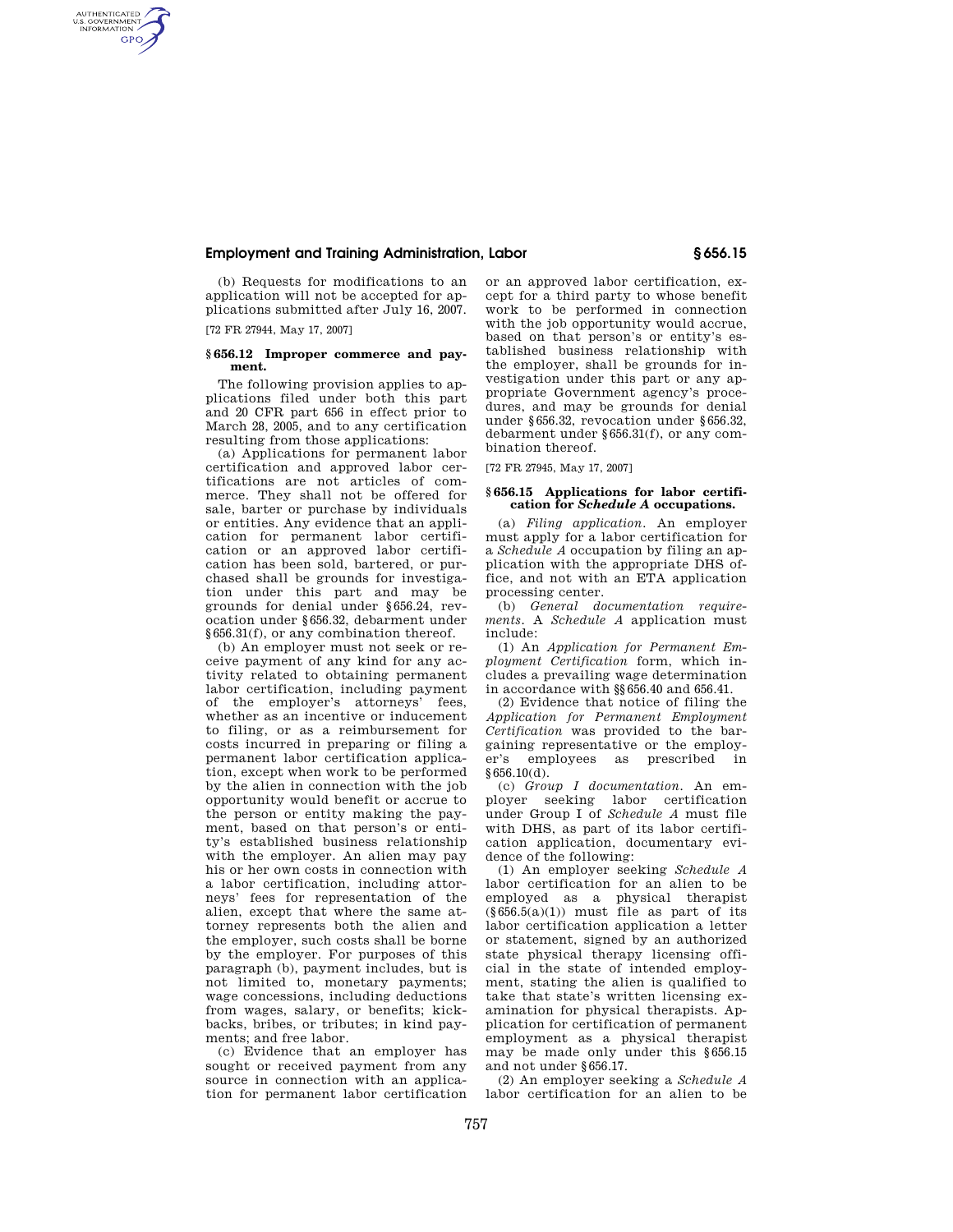(b) Requests for modifications to an application will not be accepted for applications submitted after July 16, 2007.

[72 FR 27944, May 17, 2007]

### § 656.12 Improper commerce and payment.

The following provision applies to applications filed under both this part and 20 CFR part 656 in effect prior to March 28, 2005, and to any certification resulting from those applications:

(a) Applications for permanent labor certification and approved labor certifications are not articles of commerce. They shall not be offered for sale, barter or purchase by individuals or entities. Any evidence that an application for permanent labor certification or an approved labor certification has been sold, bartered, or purchased shall be grounds for investigation under this part and may be grounds for denial under §656.24, revocation under §656.32, debarment under §656.31(f), or any combination thereof.

(b) An employer must not seek or receive payment of any kind for any activity related to obtaining permanent labor certification, including payment of the employer's attorneys' fees, whether as an incentive or inducement to filing, or as a reimbursement for costs incurred in preparing or filing a permanent labor certification application, except when work to be performed by the alien in connection with the job opportunity would benefit or accrue to the person or entity making the payment, based on that person's or entity's established business relationship with the employer. An alien may pay his or her own costs in connection with a labor certification, including attorneys' fees for representation of the alien, except that where the same attorney represents both the alien and the employer, such costs shall be borne by the employer. For purposes of this paragraph (b), payment includes, but is not limited to, monetary payments; wage concessions, including deductions from wages, salary, or benefits; kickbacks, bribes, or tributes; in kind payments; and free labor.

(c) Evidence that an employer has sought or received payment from any source in connection with an application for permanent labor certification or an approved labor certification, except for a third party to whose benefit work to be performed in connection with the job opportunity would accrue, based on that person's or entity's established business relationship with the employer, shall be grounds for investigation under this part or any appropriate Government agency's procedures, and may be grounds for denial under §656.32, revocation under §656.32, debarment under §656.31(f), or any combination thereof.

[72 FR 27945, May 17, 2007]

### § 656.15 Applications for labor certification for *Schedule A* occupations.

(a) *Filing application*. An employer must apply for a labor certification for a *Schedule A* occupation by filing an application with the appropriate DHS office, and not with an ETA application processing center.

(b) *General documentation requirements*. A *Schedule A* application must include:

(1) An *Application for Permanent Employment Certification* form, which includes a prevailing wage determination in accordance with §§656.40 and 656.41.

(2) Evidence that notice of filing the *Application for Permanent Employment Certification* was provided to the bargaining representative or the employer's employees as prescribed in §656.10(d).

(c) *Group I documentation*. An employer seeking labor certification under Group I of *Schedule A* must file with DHS, as part of its labor certification application, documentary evidence of the following:

(1) An employer seeking *Schedule A* labor certification for an alien to be employed as a physical therapist (§656.5(a)(1)) must file as part of its labor certification application a letter or statement, signed by an authorized state physical therapy licensing official in the state of intended employment, stating the alien is qualified to take that state's written licensing examination for physical therapists. Application for certification of permanent employment as a physical therapist may be made only under this §656.15 and not under §656.17.

(2) An employer seeking a *Schedule A* labor certification for an alien to be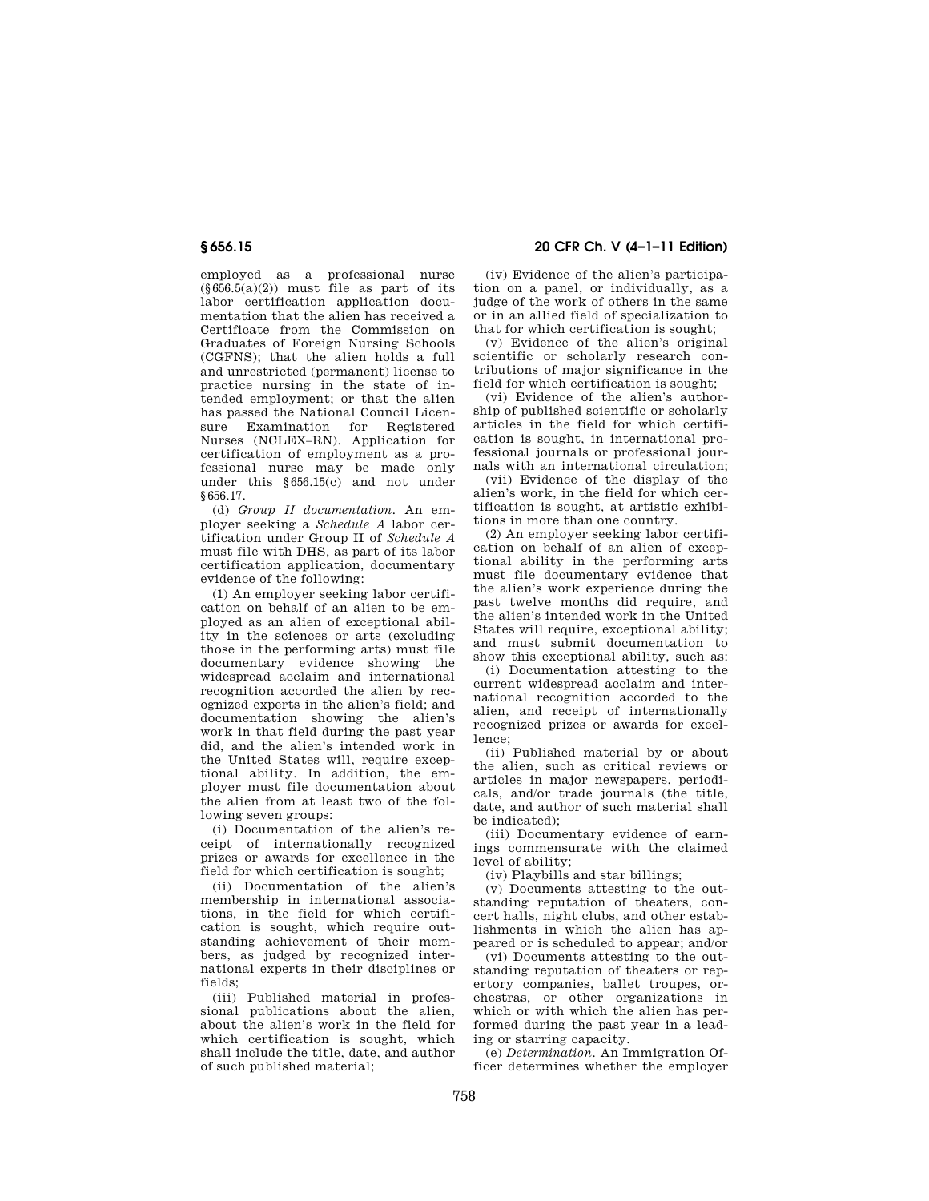employed as a professional nurse (§656.5(a)(2)) must file as part of its labor certification application documentation that the alien has received a Certificate from the Commission on Graduates of Foreign Nursing Schools (CGFNS); that the alien holds a full and unrestricted (permanent) license to practice nursing in the state of intended employment; or that the alien has passed the National Council Licensure Examination for Registered Nurses (NCLEX–RN). Application for certification of employment as a professional nurse may be made only under this §656.15(c) and not under §656.17.

(d) *Group II documentation.* An employer seeking a *Schedule A* labor certification under Group II of *Schedule A* must file with DHS, as part of its labor certification application, documentary evidence of the following:

(1) An employer seeking labor certification on behalf of an alien to be employed as an alien of exceptional ability in the sciences or arts (excluding those in the performing arts) must file documentary evidence showing the widespread acclaim and international recognition accorded the alien by recognized experts in the alien's field; and documentation showing the alien's work in that field during the past year did, and the alien's intended work in the United States will, require exceptional ability. In addition, the employer must file documentation about the alien from at least two of the following seven groups:

(i) Documentation of the alien's receipt of internationally recognized prizes or awards for excellence in the field for which certification is sought;

(ii) Documentation of the alien's membership in international associations, in the field for which certification is sought, which require outstanding achievement of their members, as judged by recognized international experts in their disciplines or fields;

(iii) Published material in professional publications about the alien, about the alien's work in the field for which certification is sought, which shall include the title, date, and author of such published material;

(iv) Evidence of the alien's participation on a panel, or individually, as a judge of the work of others in the same or in an allied field of specialization to that for which certification is sought;

(v) Evidence of the alien's original scientific or scholarly research contributions of major significance in the field for which certification is sought;

(vi) Evidence of the alien's authorship of published scientific or scholarly articles in the field for which certification is sought, in international professional journals or professional journals with an international circulation;

(vii) Evidence of the display of the alien's work, in the field for which certification is sought, at artistic exhibitions in more than one country.

(2) An employer seeking labor certification on behalf of an alien of exceptional ability in the performing arts must file documentary evidence that the alien's work experience during the past twelve months did require, and the alien's intended work in the United States will require, exceptional ability; and must submit documentation to show this exceptional ability, such as:

(i) Documentation attesting to the current widespread acclaim and international recognition accorded to the alien, and receipt of internationally recognized prizes or awards for excellence;

(ii) Published material by or about the alien, such as critical reviews or articles in major newspapers, periodicals, and/or trade journals (the title, date, and author of such material shall be indicated);

(iii) Documentary evidence of earnings commensurate with the claimed level of ability;

(iv) Playbills and star billings;

(v) Documents attesting to the outstanding reputation of theaters, concert halls, night clubs, and other establishments in which the alien has appeared or is scheduled to appear; and/or

(vi) Documents attesting to the outstanding reputation of theaters or repertory companies, ballet troupes, orchestras, or other organizations in which or with which the alien has performed during the past year in a leading or starring capacity.

(e) *Determination.* An Immigration Officer determines whether the employer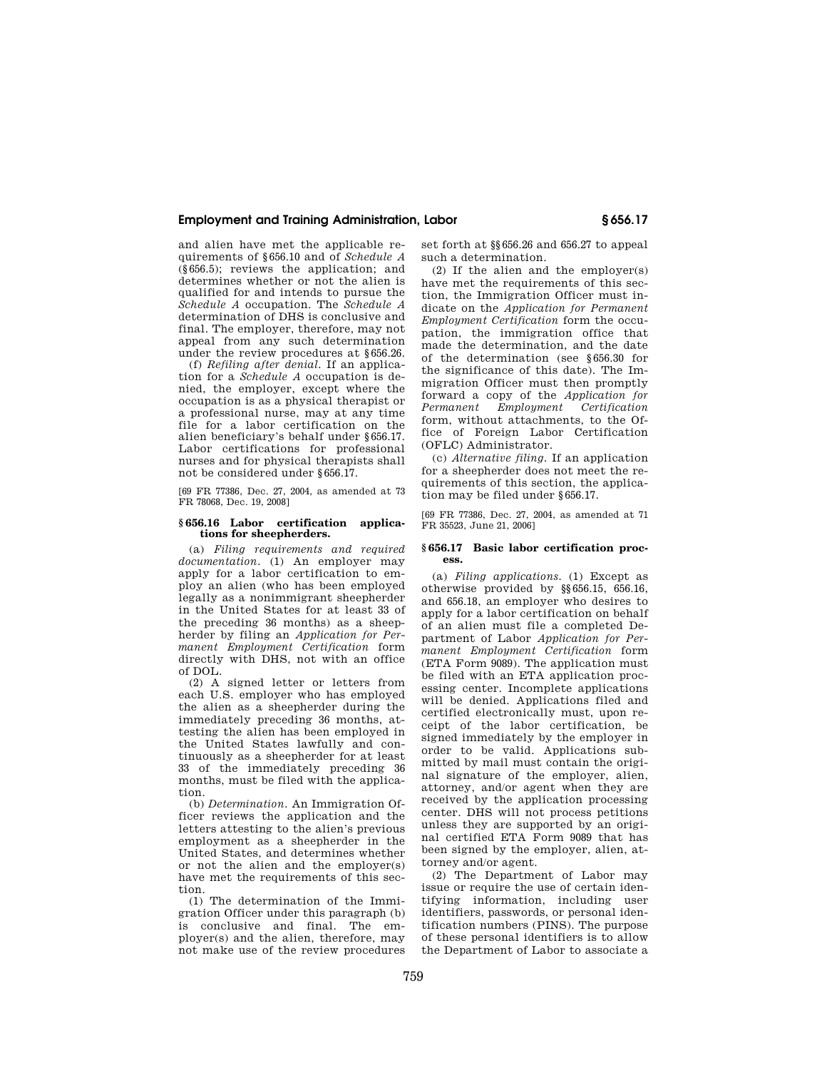and alien have met the applicable requirements of §656.10 and of *Schedule A* (§656.5); reviews the application; and determines whether or not the alien is qualified for and intends to pursue the *Schedule A* occupation. The *Schedule A* determination of DHS is conclusive and final. The employer, therefore, may not appeal from any such determination under the review procedures at §656.26.

(f) *Refiling after denial.* If an application for a *Schedule A* occupation is denied, the employer, except where the occupation is as a physical therapist or a professional nurse, may at any time file for a labor certification on the alien beneficiary's behalf under §656.17. Labor certifications for professional nurses and for physical therapists shall not be considered under §656.17.

[69 FR 77386, Dec. 27, 2004, as amended at 73 FR 78068, Dec. 19, 2008]

### §656.16 Labor certification applications for sheepherders.

(a) *Filing requirements and required documentation.* (1) An employer may apply for a labor certification to employ an alien (who has been employed legally as a nonimmigrant sheepherder in the United States for at least 33 of the preceding 36 months) as a sheepherder by filing an *Application for Permanent Employment Certification* form directly with DHS, not with an office of DOL.

(2) A signed letter or letters from each U.S. employer who has employed the alien as a sheepherder during the immediately preceding 36 months, attesting the alien has been employed in the United States lawfully and continuously as a sheepherder for at least 33 of the immediately preceding 36 months, must be filed with the application.

(b) *Determination.* An Immigration Officer reviews the application and the letters attesting to the alien's previous employment as a sheepherder in the United States, and determines whether or not the alien and the employer(s) have met the requirements of this section.

(1) The determination of the Immigration Officer under this paragraph (b) is conclusive and final. The employer(s) and the alien, therefore, may not make use of the review procedures set forth at §§656.26 and 656.27 to appeal such a determination.

(2) If the alien and the employer(s) have met the requirements of this section, the Immigration Officer must indicate on the *Application for Permanent Employment Certification* form the occupation, the immigration office that made the determination, and the date of the determination (see §656.30 for the significance of this date). The Immigration Officer must then promptly forward a copy of the *Application for Permanent Employment Certification* form, without attachments, to the Office of Foreign Labor Certification (OFLC) Administrator.

(c) *Alternative filing.* If an application for a sheepherder does not meet the requirements of this section, the application may be filed under §656.17.

[69 FR 77386, Dec. 27, 2004, as amended at 71 FR 35523, June 21, 2006]

### §656.17 Basic labor certification process.

(a) *Filing applications.* (1) Except as otherwise provided by §§656.15, 656.16, and 656.18, an employer who desires to apply for a labor certification on behalf of an alien must file a completed Department of Labor *Application for Permanent Employment Certification* form (ETA Form 9089). The application must be filed with an ETA application processing center. Incomplete applications will be denied. Applications filed and certified electronically must, upon receipt of the labor certification, be signed immediately by the employer in order to be valid. Applications submitted by mail must contain the original signature of the employer, alien, attorney, and/or agent when they are received by the application processing center. DHS will not process petitions unless they are supported by an original certified ETA Form 9089 that has been signed by the employer, alien, attorney and/or agent.

(2) The Department of Labor may issue or require the use of certain identifying information, including user identifiers, passwords, or personal identification numbers (PINS). The purpose of these personal identifiers is to allow the Department of Labor to associate a